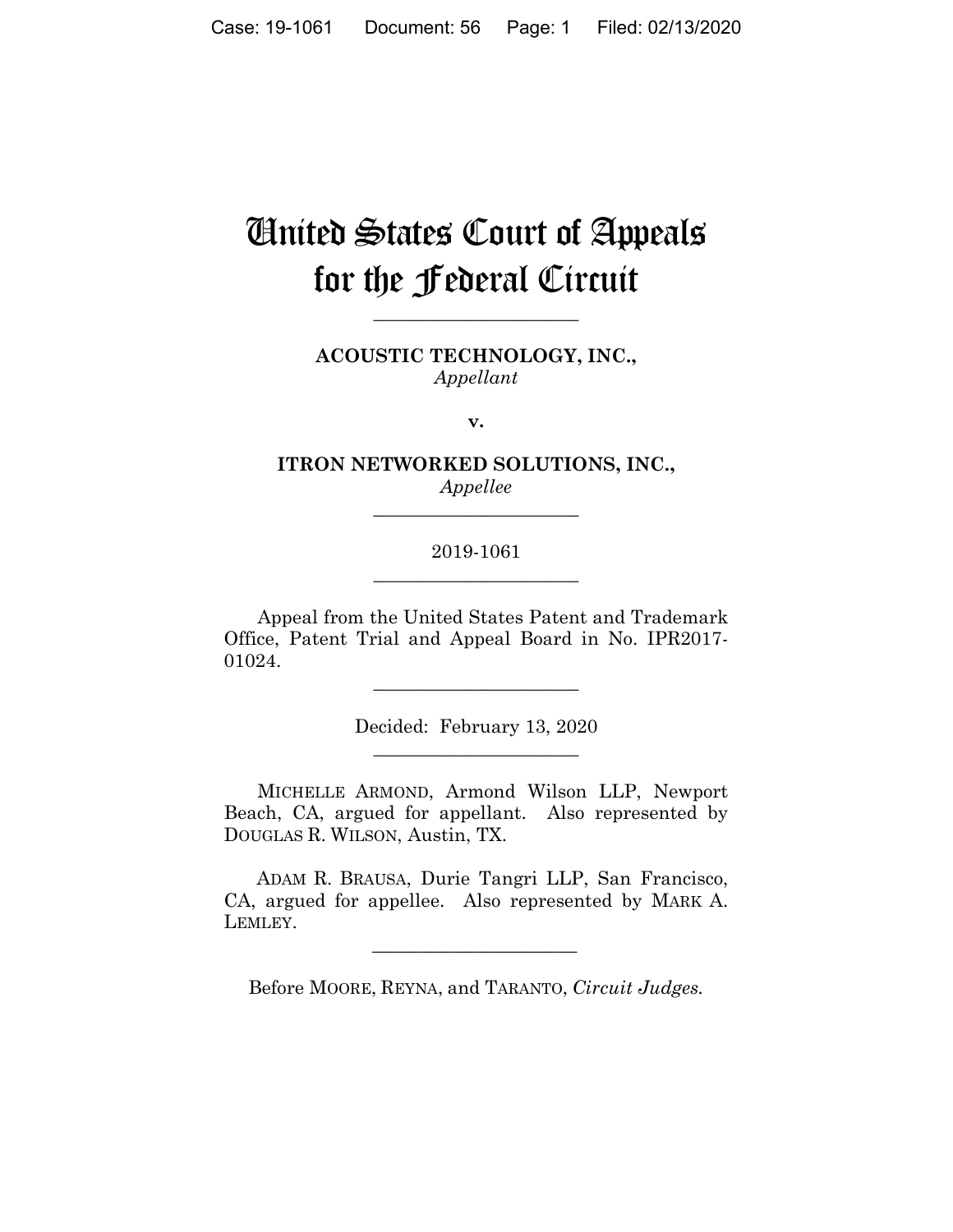# United States Court of Appeals for the Federal Circuit

______________________

**ACOUSTIC TECHNOLOGY, INC.,**
*Appellant*

**v.**

**ITRON NETWORKED SOLUTIONS, INC.,**
*Appellee*

______________________

2019-1061

______________________

Appeal from the United States Patent and Trademark Office, Patent Trial and Appeal Board in No. IPR2017-01024.

______________________

Decided: February 13, 2020

______________________

MICHELLE ARMOND, Armond Wilson LLP, Newport Beach, CA, argued for appellant. Also represented by DOUGLAS R. WILSON, Austin, TX.

ADAM R. BRAUSA, Durie Tangri LLP, San Francisco, CA, argued for appellee. Also represented by MARK A. LEMLEY.

______________________

Before MOORE, REYNA, and TARANTO, *Circuit Judges.*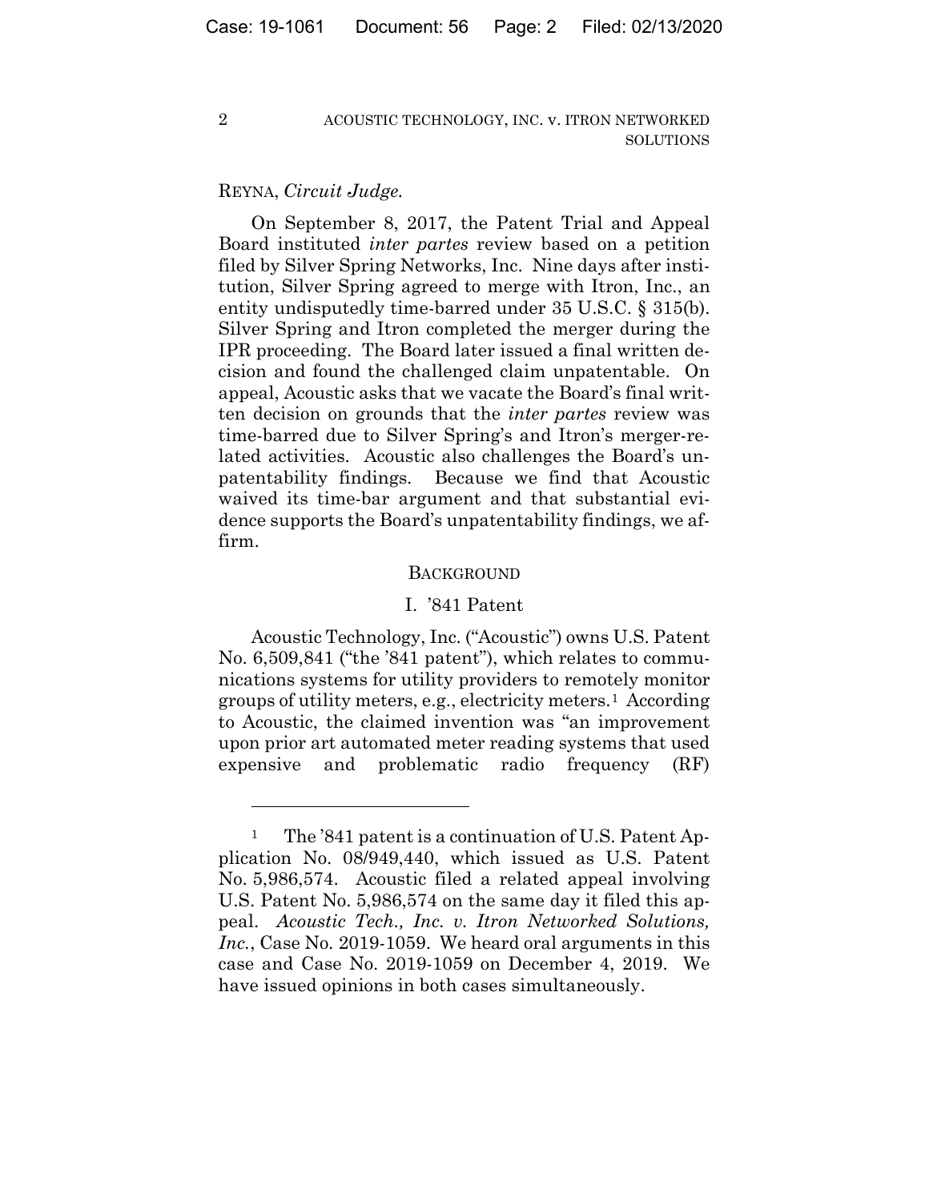REYNA, *Circuit Judge.*

On September 8, 2017, the Patent Trial and Appeal Board instituted *inter partes* review based on a petition filed by Silver Spring Networks, Inc. Nine days after institution, Silver Spring agreed to merge with Itron, Inc., an entity undisputedly time-barred under 35 U.S.C. § 315(b). Silver Spring and Itron completed the merger during the IPR proceeding. The Board later issued a final written decision and found the challenged claim unpatentable. On appeal, Acoustic asks that we vacate the Board's final written decision on grounds that the *inter partes* review was time-barred due to Silver Spring's and Itron's merger-related activities. Acoustic also challenges the Board's unpatentability findings. Because we find that Acoustic waived its time-bar argument and that substantial evidence supports the Board's unpatentability findings, we affirm.

## BACKGROUND

### I. '841 Patent

Acoustic Technology, Inc. ("Acoustic") owns U.S. Patent No. 6,509,841 ("the '841 patent"), which relates to communications systems for utility providers to remotely monitor groups of utility meters, e.g., electricity meters.[1] According to Acoustic, the claimed invention was "an improvement upon prior art automated meter reading systems that used expensive and problematic radio frequency (RF)

---

[1] The '841 patent is a continuation of U.S. Patent Application No. 08/949,440, which issued as U.S. Patent No. 5,986,574. Acoustic filed a related appeal involving U.S. Patent No. 5,986,574 on the same day it filed this appeal. *Acoustic Tech., Inc. v. Itron Networked Solutions, Inc.*, Case No. 2019-1059. We heard oral arguments in this case and Case No. 2019-1059 on December 4, 2019. We have issued opinions in both cases simultaneously.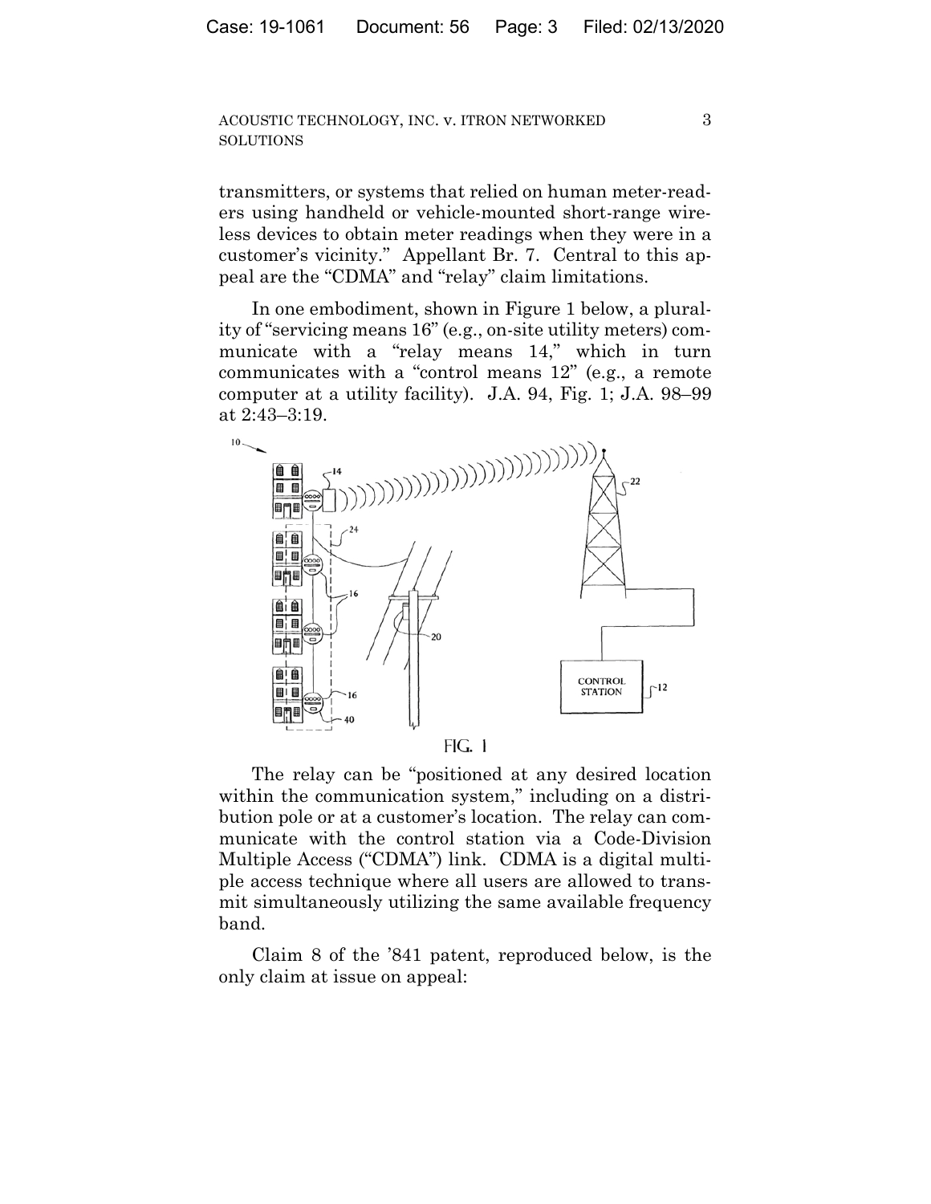transmitters, or systems that relied on human meter-readers using handheld or vehicle-mounted short-range wireless devices to obtain meter readings when they were in a customer's vicinity." Appellant Br. 7. Central to this appeal are the "CDMA" and "relay" claim limitations.

In one embodiment, shown in Figure 1 below, a plurality of "servicing means 16" (e.g., on-site utility meters) communicate with a "relay means 14," which in turn communicates with a "control means 12" (e.g., a remote computer at a utility facility). J.A. 94, Fig. 1; J.A. 98–99 at 2:43–3:19.

FIG. 1

The relay can be "positioned at any desired location within the communication system," including on a distribution pole or at a customer's location. The relay can communicate with the control station via a Code-Division Multiple Access ("CDMA") link. CDMA is a digital multiple access technique where all users are allowed to transmit simultaneously utilizing the same available frequency band.

Claim 8 of the '841 patent, reproduced below, is the only claim at issue on appeal: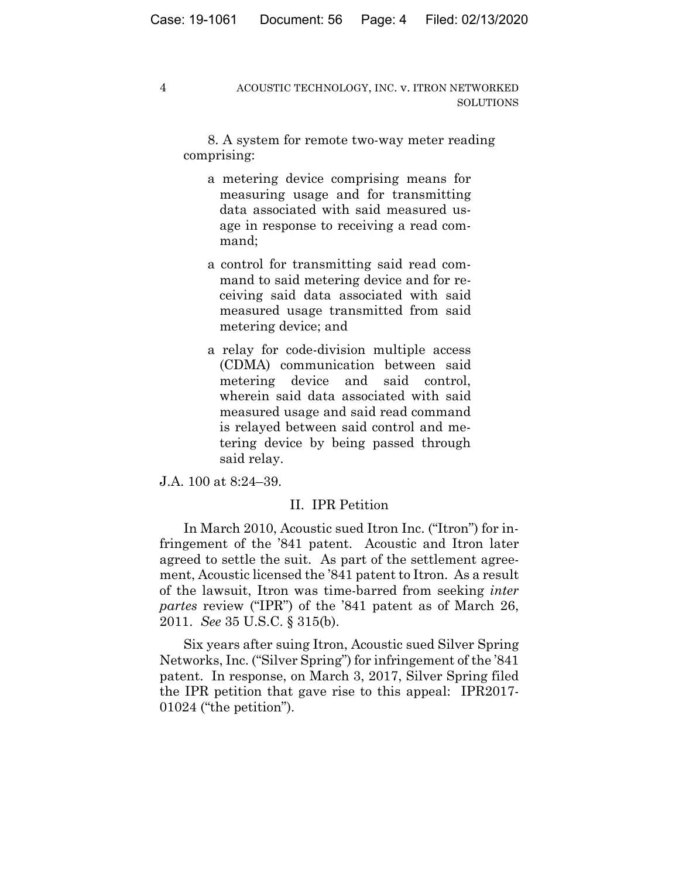8. A system for remote two-way meter reading comprising:

> a metering device comprising means for measuring usage and for transmitting data associated with said measured usage in response to receiving a read command;
>
> a control for transmitting said read command to said metering device and for receiving said data associated with said measured usage transmitted from said metering device; and
>
> a relay for code-division multiple access (CDMA) communication between said metering device and said control, wherein said data associated with said measured usage and said read command is relayed between said control and metering device by being passed through said relay.

J.A. 100 at 8:24–39.

## II. IPR Petition

In March 2010, Acoustic sued Itron Inc. ("Itron") for infringement of the '841 patent. Acoustic and Itron later agreed to settle the suit. As part of the settlement agreement, Acoustic licensed the '841 patent to Itron. As a result of the lawsuit, Itron was time-barred from seeking *inter partes* review ("IPR") of the '841 patent as of March 26, 2011. *See* 35 U.S.C. § 315(b).

Six years after suing Itron, Acoustic sued Silver Spring Networks, Inc. ("Silver Spring") for infringement of the '841 patent. In response, on March 3, 2017, Silver Spring filed the IPR petition that gave rise to this appeal: IPR2017-01024 ("the petition").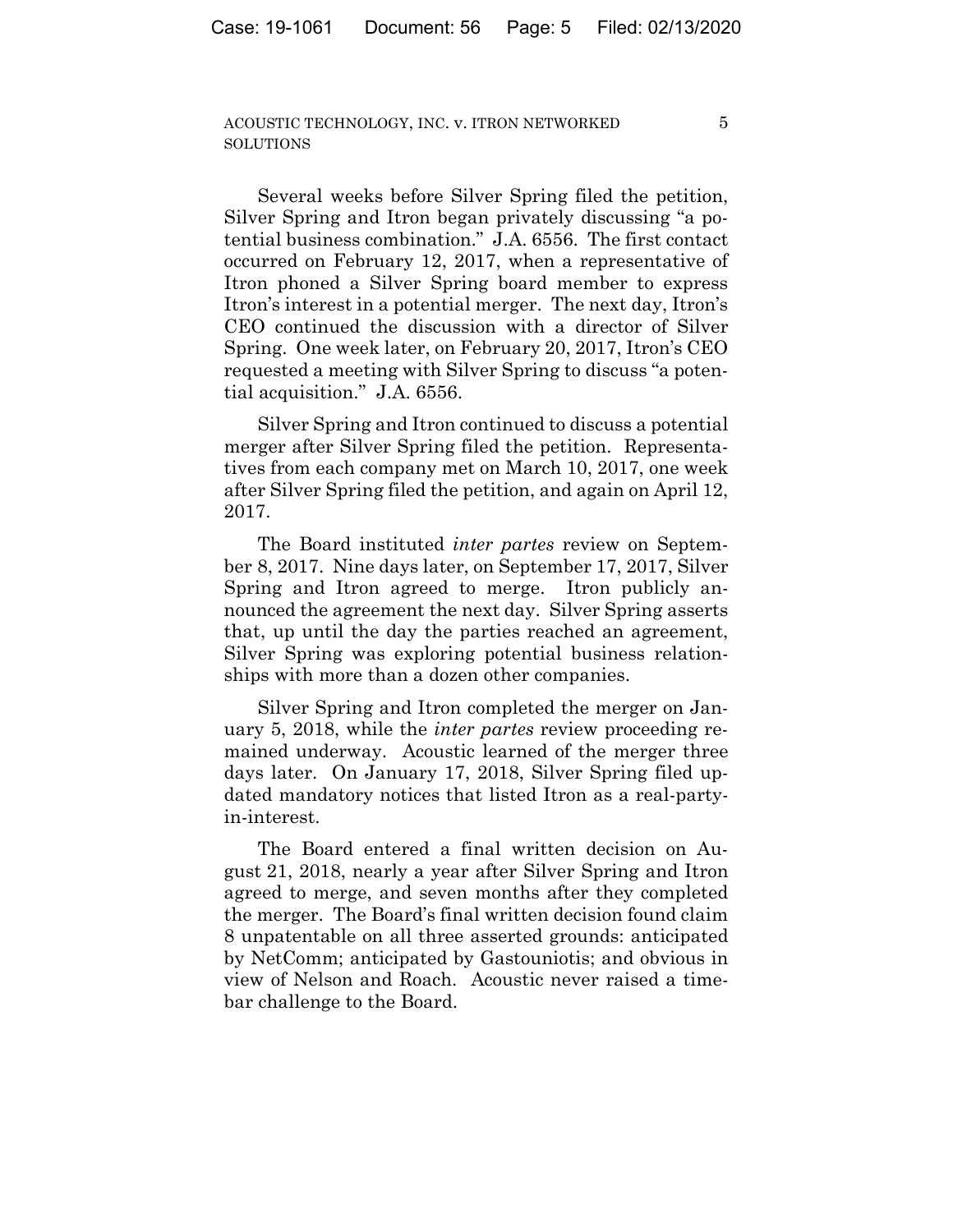Several weeks before Silver Spring filed the petition, Silver Spring and Itron began privately discussing "a potential business combination." J.A. 6556. The first contact occurred on February 12, 2017, when a representative of Itron phoned a Silver Spring board member to express Itron's interest in a potential merger. The next day, Itron's CEO continued the discussion with a director of Silver Spring. One week later, on February 20, 2017, Itron's CEO requested a meeting with Silver Spring to discuss "a potential acquisition." J.A. 6556.

Silver Spring and Itron continued to discuss a potential merger after Silver Spring filed the petition. Representatives from each company met on March 10, 2017, one week after Silver Spring filed the petition, and again on April 12, 2017.

The Board instituted *inter partes* review on September 8, 2017. Nine days later, on September 17, 2017, Silver Spring and Itron agreed to merge. Itron publicly announced the agreement the next day. Silver Spring asserts that, up until the day the parties reached an agreement, Silver Spring was exploring potential business relationships with more than a dozen other companies.

Silver Spring and Itron completed the merger on January 5, 2018, while the *inter partes* review proceeding remained underway. Acoustic learned of the merger three days later. On January 17, 2018, Silver Spring filed updated mandatory notices that listed Itron as a real-party-in-interest.

The Board entered a final written decision on August 21, 2018, nearly a year after Silver Spring and Itron agreed to merge, and seven months after they completed the merger. The Board's final written decision found claim 8 unpatentable on all three asserted grounds: anticipated by NetComm; anticipated by Gastouniotis; and obvious in view of Nelson and Roach. Acoustic never raised a time-bar challenge to the Board.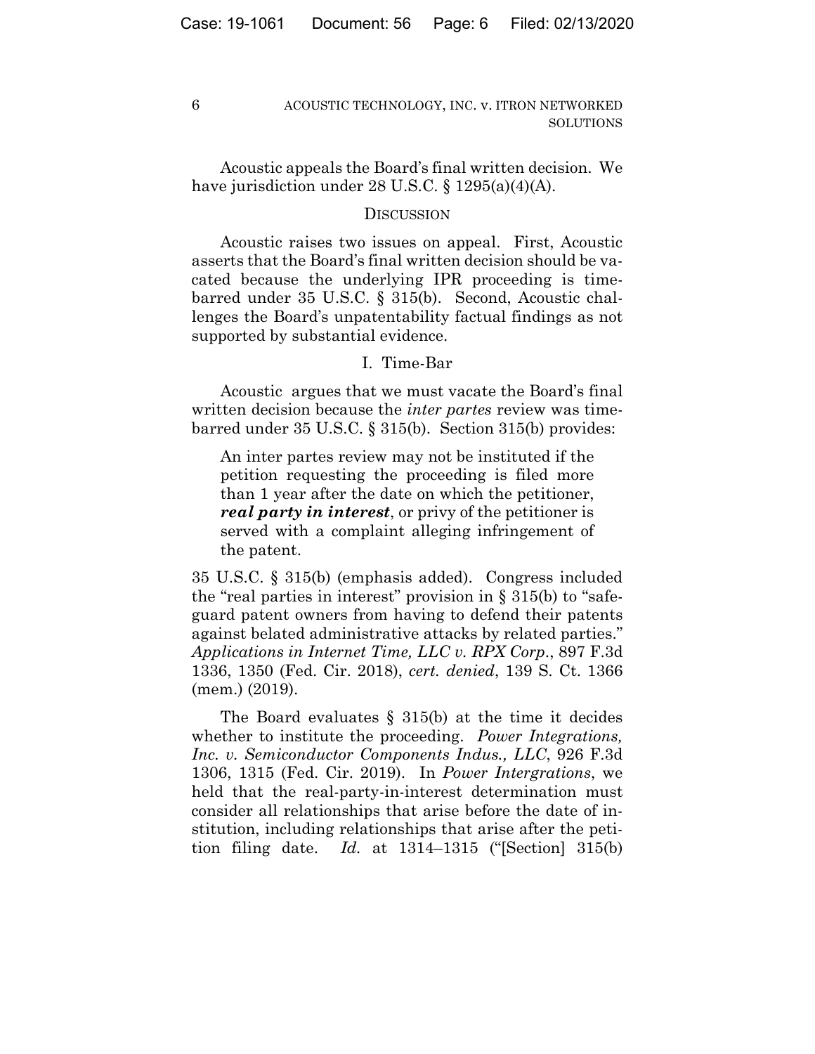Acoustic appeals the Board's final written decision. We have jurisdiction under 28 U.S.C. § 1295(a)(4)(A).

## DISCUSSION

Acoustic raises two issues on appeal. First, Acoustic asserts that the Board's final written decision should be vacated because the underlying IPR proceeding is time-barred under 35 U.S.C. § 315(b). Second, Acoustic challenges the Board's unpatentability factual findings as not supported by substantial evidence.

### I. Time-Bar

Acoustic argues that we must vacate the Board's final written decision because the *inter partes* review was time-barred under 35 U.S.C. § 315(b). Section 315(b) provides:

> An inter partes review may not be instituted if the petition requesting the proceeding is filed more than 1 year after the date on which the petitioner, ***real party in interest***, or privy of the petitioner is served with a complaint alleging infringement of the patent.

35 U.S.C. § 315(b) (emphasis added). Congress included the "real parties in interest" provision in § 315(b) to "safeguard patent owners from having to defend their patents against belated administrative attacks by related parties." *Applications in Internet Time, LLC v. RPX Corp.*, 897 F.3d 1336, 1350 (Fed. Cir. 2018), *cert. denied*, 139 S. Ct. 1366 (mem.) (2019).

The Board evaluates § 315(b) at the time it decides whether to institute the proceeding. *Power Integrations, Inc. v. Semiconductor Components Indus., LLC*, 926 F.3d 1306, 1315 (Fed. Cir. 2019). In *Power Intergrations*, we held that the real-party-in-interest determination must consider all relationships that arise before the date of institution, including relationships that arise after the petition filing date. *Id.* at 1314–1315 ("[Section] 315(b)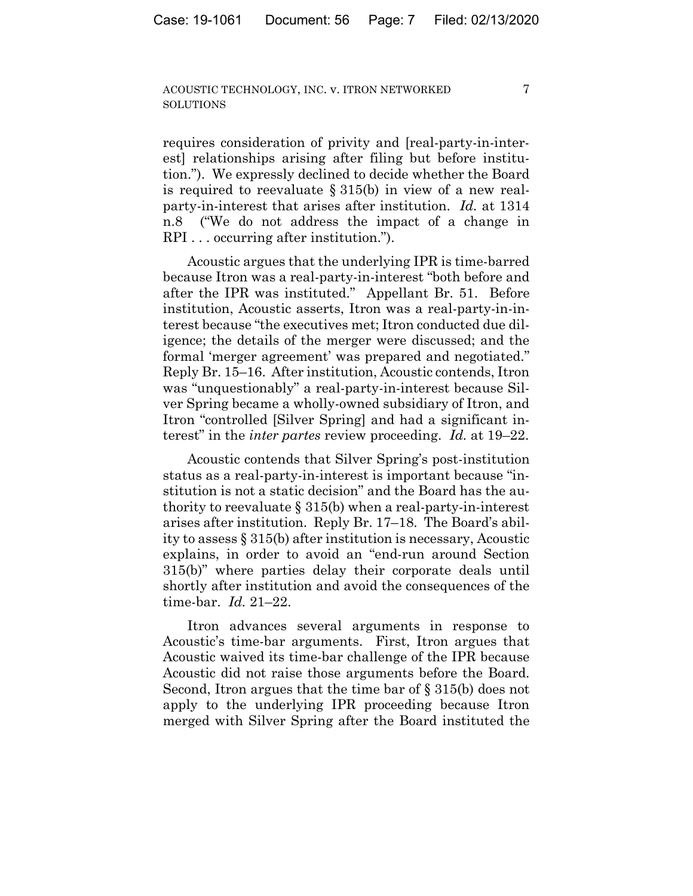requires consideration of privity and [real-party-in-interest] relationships arising after filing but before institution."). We expressly declined to decide whether the Board is required to reevaluate § 315(b) in view of a new real-party-in-interest that arises after institution. *Id.* at 1314 n.8 ("We do not address the impact of a change in RPI . . . occurring after institution.").

Acoustic argues that the underlying IPR is time-barred because Itron was a real-party-in-interest "both before and after the IPR was instituted." Appellant Br. 51. Before institution, Acoustic asserts, Itron was a real-party-in-interest because "the executives met; Itron conducted due diligence; the details of the merger were discussed; and the formal 'merger agreement' was prepared and negotiated." Reply Br. 15–16. After institution, Acoustic contends, Itron was "unquestionably" a real-party-in-interest because Silver Spring became a wholly-owned subsidiary of Itron, and Itron "controlled [Silver Spring] and had a significant interest" in the *inter partes* review proceeding. *Id.* at 19–22.

Acoustic contends that Silver Spring's post-institution status as a real-party-in-interest is important because "institution is not a static decision" and the Board has the authority to reevaluate § 315(b) when a real-party-in-interest arises after institution. Reply Br. 17–18. The Board's ability to assess § 315(b) after institution is necessary, Acoustic explains, in order to avoid an "end-run around Section 315(b)" where parties delay their corporate deals until shortly after institution and avoid the consequences of the time-bar. *Id.* 21–22.

Itron advances several arguments in response to Acoustic's time-bar arguments. First, Itron argues that Acoustic waived its time-bar challenge of the IPR because Acoustic did not raise those arguments before the Board. Second, Itron argues that the time bar of § 315(b) does not apply to the underlying IPR proceeding because Itron merged with Silver Spring after the Board instituted the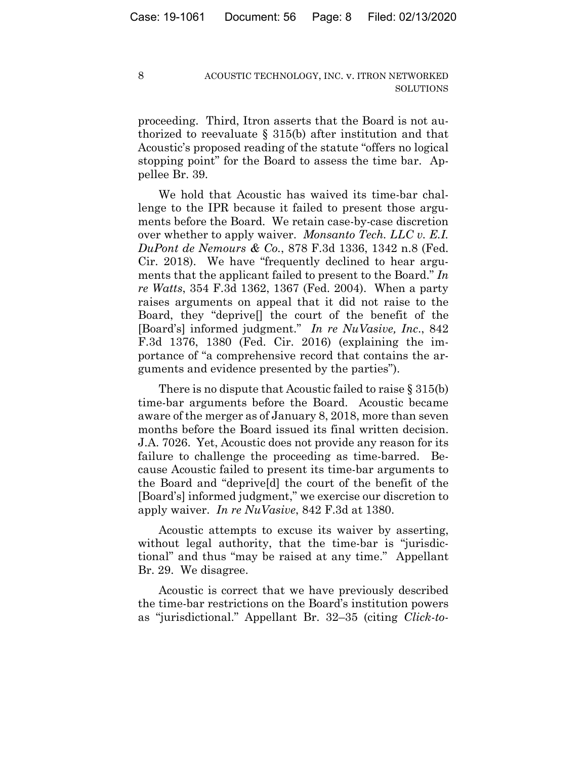proceeding. Third, Itron asserts that the Board is not authorized to reevaluate § 315(b) after institution and that Acoustic's proposed reading of the statute "offers no logical stopping point" for the Board to assess the time bar. Appellee Br. 39.

We hold that Acoustic has waived its time-bar challenge to the IPR because it failed to present those arguments before the Board. We retain case-by-case discretion over whether to apply waiver. *Monsanto Tech. LLC v. E.I. DuPont de Nemours & Co.*, 878 F.3d 1336, 1342 n.8 (Fed. Cir. 2018). We have "frequently declined to hear arguments that the applicant failed to present to the Board." *In re Watts*, 354 F.3d 1362, 1367 (Fed. 2004). When a party raises arguments on appeal that it did not raise to the Board, they "deprive[] the court of the benefit of the [Board's] informed judgment." *In re NuVasive, Inc.*, 842 F.3d 1376, 1380 (Fed. Cir. 2016) (explaining the importance of "a comprehensive record that contains the arguments and evidence presented by the parties").

There is no dispute that Acoustic failed to raise § 315(b) time-bar arguments before the Board. Acoustic became aware of the merger as of January 8, 2018, more than seven months before the Board issued its final written decision. J.A. 7026. Yet, Acoustic does not provide any reason for its failure to challenge the proceeding as time-barred. Because Acoustic failed to present its time-bar arguments to the Board and "deprive[d] the court of the benefit of the [Board's] informed judgment," we exercise our discretion to apply waiver. *In re NuVasive*, 842 F.3d at 1380.

Acoustic attempts to excuse its waiver by asserting, without legal authority, that the time-bar is "jurisdictional" and thus "may be raised at any time." Appellant Br. 29. We disagree.

Acoustic is correct that we have previously described the time-bar restrictions on the Board's institution powers as "jurisdictional." Appellant Br. 32–35 (citing *Click-to-*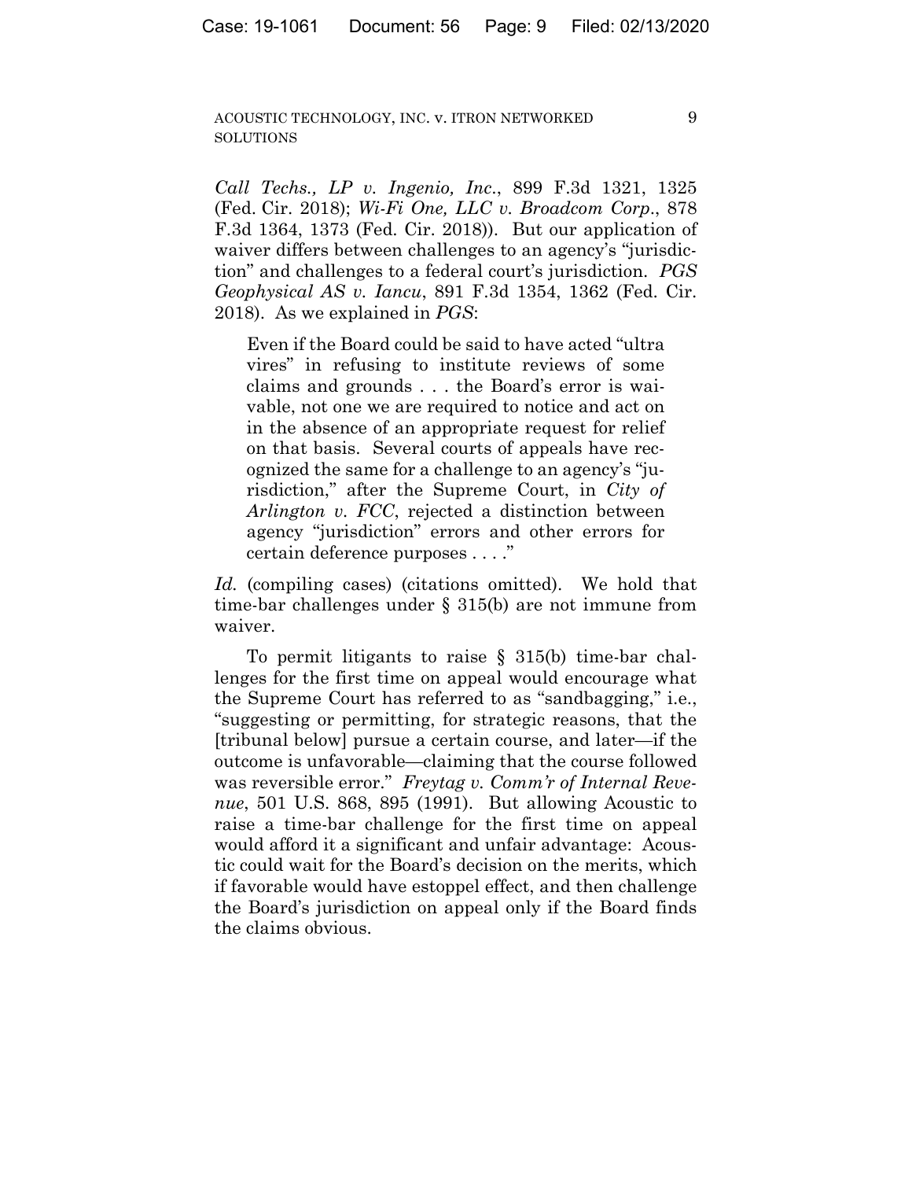*Call Techs., LP v. Ingenio, Inc.*, 899 F.3d 1321, 1325 (Fed. Cir. 2018); *Wi-Fi One, LLC v. Broadcom Corp.*, 878 F.3d 1364, 1373 (Fed. Cir. 2018)). But our application of waiver differs between challenges to an agency's "jurisdiction" and challenges to a federal court's jurisdiction. *PGS Geophysical AS v. Iancu*, 891 F.3d 1354, 1362 (Fed. Cir. 2018). As we explained in *PGS*:

> Even if the Board could be said to have acted "ultra vires" in refusing to institute reviews of some claims and grounds . . . the Board's error is waivable, not one we are required to notice and act on in the absence of an appropriate request for relief on that basis. Several courts of appeals have recognized the same for a challenge to an agency's "jurisdiction," after the Supreme Court, in *City of Arlington v. FCC*, rejected a distinction between agency "jurisdiction" errors and other errors for certain deference purposes . . . ."

*Id.* (compiling cases) (citations omitted). We hold that time-bar challenges under § 315(b) are not immune from waiver.

To permit litigants to raise § 315(b) time-bar challenges for the first time on appeal would encourage what the Supreme Court has referred to as "sandbagging," i.e., "suggesting or permitting, for strategic reasons, that the [tribunal below] pursue a certain course, and later—if the outcome is unfavorable—claiming that the course followed was reversible error." *Freytag v. Comm'r of Internal Revenue*, 501 U.S. 868, 895 (1991). But allowing Acoustic to raise a time-bar challenge for the first time on appeal would afford it a significant and unfair advantage: Acoustic could wait for the Board's decision on the merits, which if favorable would have estoppel effect, and then challenge the Board's jurisdiction on appeal only if the Board finds the claims obvious.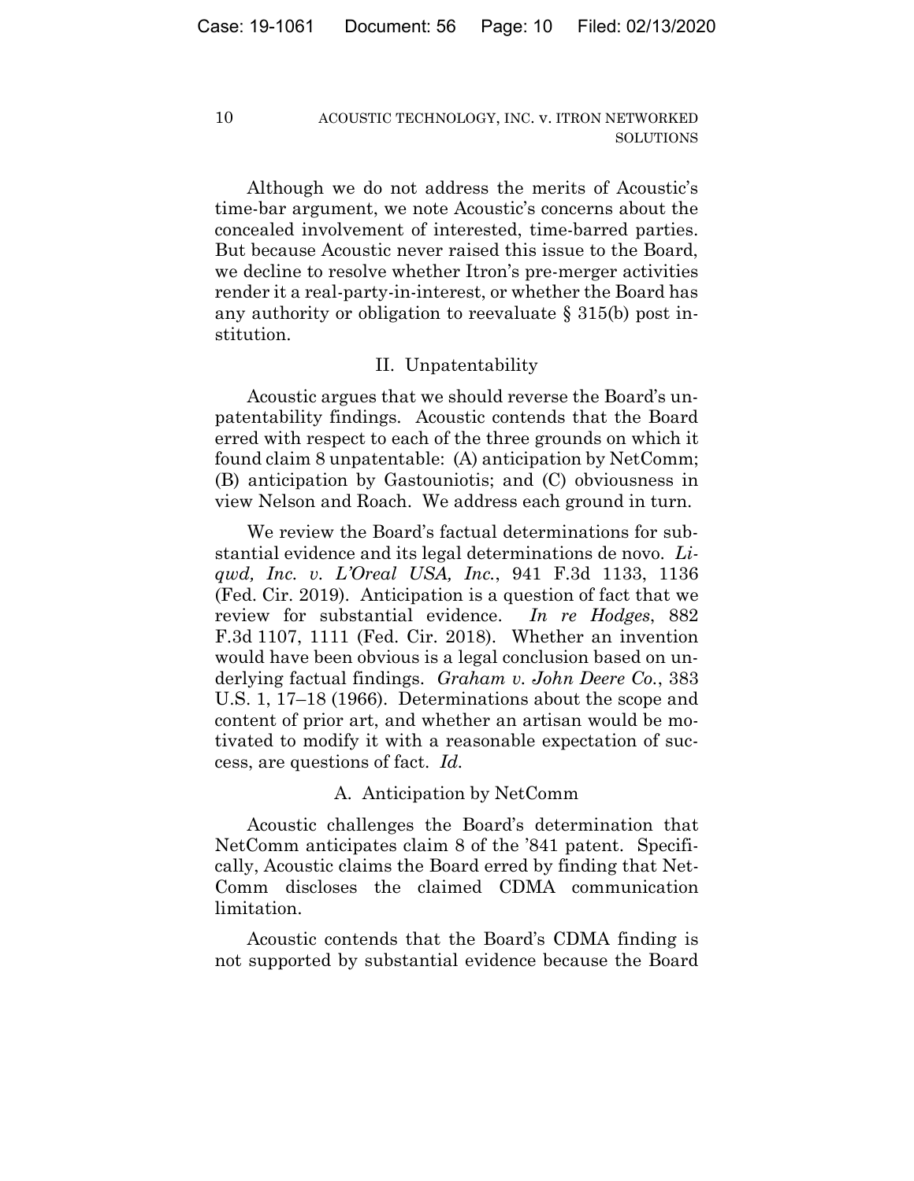Although we do not address the merits of Acoustic's time-bar argument, we note Acoustic's concerns about the concealed involvement of interested, time-barred parties. But because Acoustic never raised this issue to the Board, we decline to resolve whether Itron's pre-merger activities render it a real-party-in-interest, or whether the Board has any authority or obligation to reevaluate § 315(b) post institution.

## II. Unpatentability

Acoustic argues that we should reverse the Board's unpatentability findings. Acoustic contends that the Board erred with respect to each of the three grounds on which it found claim 8 unpatentable: (A) anticipation by NetComm; (B) anticipation by Gastouniotis; and (C) obviousness in view Nelson and Roach. We address each ground in turn.

We review the Board's factual determinations for substantial evidence and its legal determinations de novo. *Liqwd, Inc. v. L'Oreal USA, Inc.*, 941 F.3d 1133, 1136 (Fed. Cir. 2019). Anticipation is a question of fact that we review for substantial evidence. *In re Hodges*, 882 F.3d 1107, 1111 (Fed. Cir. 2018). Whether an invention would have been obvious is a legal conclusion based on underlying factual findings. *Graham v. John Deere Co.*, 383 U.S. 1, 17–18 (1966). Determinations about the scope and content of prior art, and whether an artisan would be motivated to modify it with a reasonable expectation of success, are questions of fact. *Id.*

### A. Anticipation by NetComm

Acoustic challenges the Board's determination that NetComm anticipates claim 8 of the '841 patent. Specifically, Acoustic claims the Board erred by finding that NetComm discloses the claimed CDMA communication limitation.

Acoustic contends that the Board's CDMA finding is not supported by substantial evidence because the Board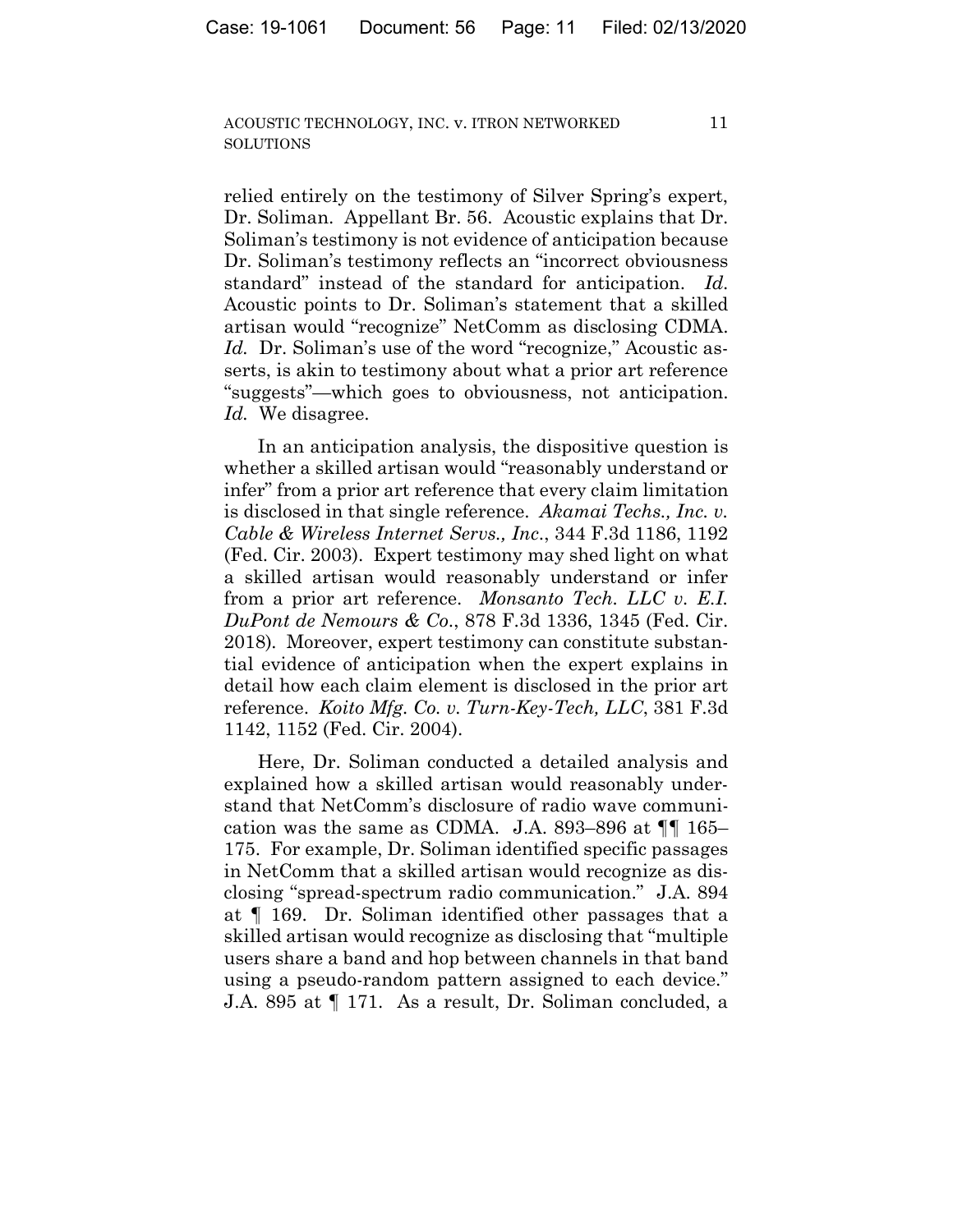relied entirely on the testimony of Silver Spring's expert, Dr. Soliman. Appellant Br. 56. Acoustic explains that Dr. Soliman's testimony is not evidence of anticipation because Dr. Soliman's testimony reflects an "incorrect obviousness standard" instead of the standard for anticipation. *Id.* Acoustic points to Dr. Soliman's statement that a skilled artisan would "recognize" NetComm as disclosing CDMA. *Id.* Dr. Soliman's use of the word "recognize," Acoustic asserts, is akin to testimony about what a prior art reference "suggests"—which goes to obviousness, not anticipation. *Id.* We disagree.

In an anticipation analysis, the dispositive question is whether a skilled artisan would "reasonably understand or infer" from a prior art reference that every claim limitation is disclosed in that single reference. *Akamai Techs., Inc. v. Cable & Wireless Internet Servs., Inc.*, 344 F.3d 1186, 1192 (Fed. Cir. 2003). Expert testimony may shed light on what a skilled artisan would reasonably understand or infer from a prior art reference. *Monsanto Tech. LLC v. E.I. DuPont de Nemours & Co.*, 878 F.3d 1336, 1345 (Fed. Cir. 2018). Moreover, expert testimony can constitute substantial evidence of anticipation when the expert explains in detail how each claim element is disclosed in the prior art reference. *Koito Mfg. Co. v. Turn-Key-Tech, LLC*, 381 F.3d 1142, 1152 (Fed. Cir. 2004).

Here, Dr. Soliman conducted a detailed analysis and explained how a skilled artisan would reasonably understand that NetComm's disclosure of radio wave communication was the same as CDMA. J.A. 893–896 at ¶¶ 165–175. For example, Dr. Soliman identified specific passages in NetComm that a skilled artisan would recognize as disclosing "spread-spectrum radio communication." J.A. 894 at ¶ 169. Dr. Soliman identified other passages that a skilled artisan would recognize as disclosing that "multiple users share a band and hop between channels in that band using a pseudo-random pattern assigned to each device." J.A. 895 at ¶ 171. As a result, Dr. Soliman concluded, a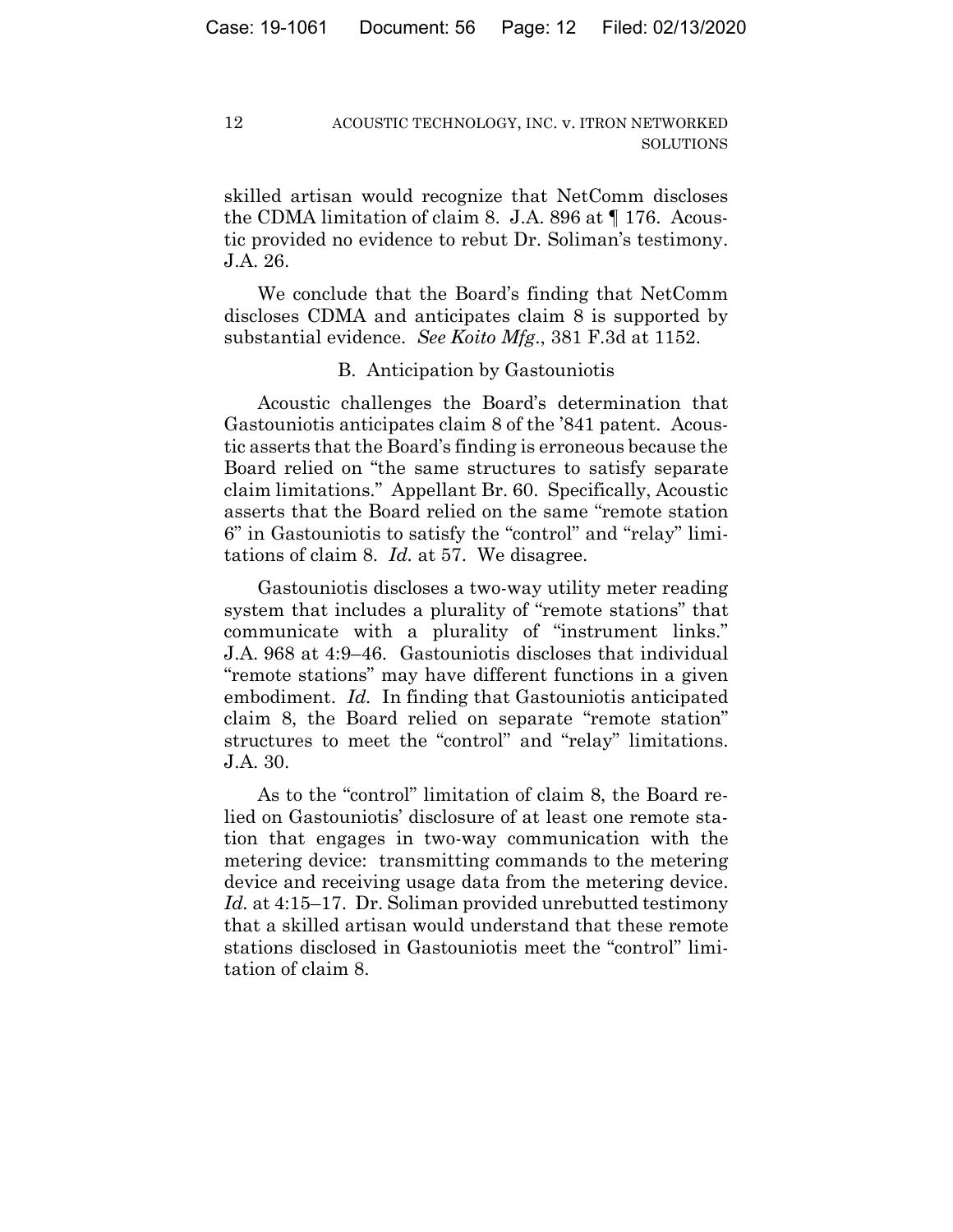skilled artisan would recognize that NetComm discloses the CDMA limitation of claim 8. J.A. 896 at ¶ 176. Acoustic provided no evidence to rebut Dr. Soliman's testimony. J.A. 26.

We conclude that the Board's finding that NetComm discloses CDMA and anticipates claim 8 is supported by substantial evidence. *See Koito Mfg.*, 381 F.3d at 1152.

### B. Anticipation by Gastouniotis

Acoustic challenges the Board's determination that Gastouniotis anticipates claim 8 of the '841 patent. Acoustic asserts that the Board's finding is erroneous because the Board relied on "the same structures to satisfy separate claim limitations." Appellant Br. 60. Specifically, Acoustic asserts that the Board relied on the same "remote station 6" in Gastouniotis to satisfy the "control" and "relay" limitations of claim 8. *Id.* at 57. We disagree.

Gastouniotis discloses a two-way utility meter reading system that includes a plurality of "remote stations" that communicate with a plurality of "instrument links." J.A. 968 at 4:9–46. Gastouniotis discloses that individual "remote stations" may have different functions in a given embodiment. *Id.* In finding that Gastouniotis anticipated claim 8, the Board relied on separate "remote station" structures to meet the "control" and "relay" limitations. J.A. 30.

As to the "control" limitation of claim 8, the Board relied on Gastouniotis' disclosure of at least one remote station that engages in two-way communication with the metering device: transmitting commands to the metering device and receiving usage data from the metering device. *Id.* at 4:15–17. Dr. Soliman provided unrebutted testimony that a skilled artisan would understand that these remote stations disclosed in Gastouniotis meet the "control" limitation of claim 8.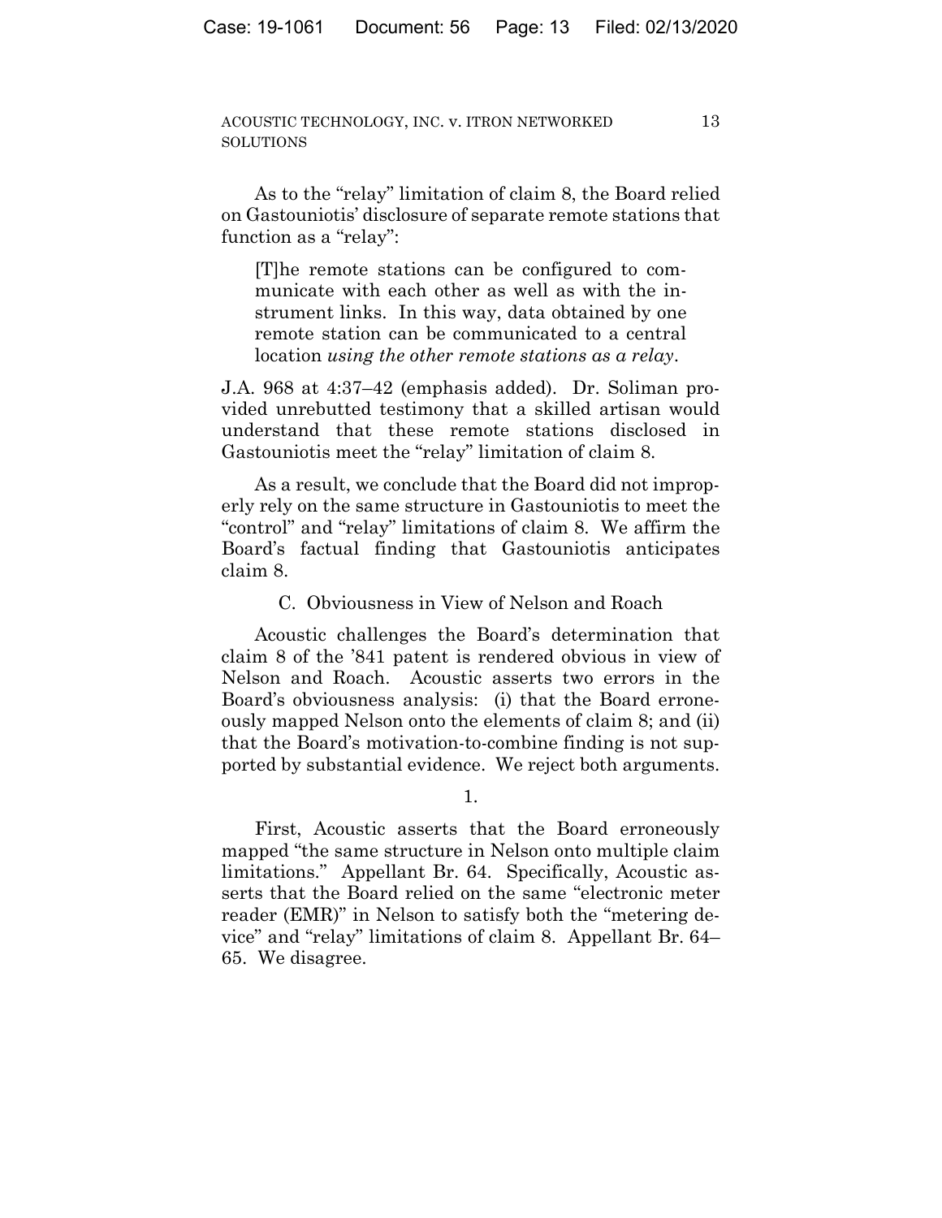As to the "relay" limitation of claim 8, the Board relied on Gastouniotis' disclosure of separate remote stations that function as a "relay":

> [T]he remote stations can be configured to communicate with each other as well as with the instrument links. In this way, data obtained by one remote station can be communicated to a central location *using the other remote stations as a relay*.

J.A. 968 at 4:37–42 (emphasis added). Dr. Soliman provided unrebutted testimony that a skilled artisan would understand that these remote stations disclosed in Gastouniotis meet the "relay" limitation of claim 8.

As a result, we conclude that the Board did not improperly rely on the same structure in Gastouniotis to meet the "control" and "relay" limitations of claim 8. We affirm the Board's factual finding that Gastouniotis anticipates claim 8.

### C. Obviousness in View of Nelson and Roach

Acoustic challenges the Board's determination that claim 8 of the '841 patent is rendered obvious in view of Nelson and Roach. Acoustic asserts two errors in the Board's obviousness analysis: (i) that the Board erroneously mapped Nelson onto the elements of claim 8; and (ii) that the Board's motivation-to-combine finding is not supported by substantial evidence. We reject both arguments.

#### 1.

First, Acoustic asserts that the Board erroneously mapped "the same structure in Nelson onto multiple claim limitations." Appellant Br. 64. Specifically, Acoustic asserts that the Board relied on the same "electronic meter reader (EMR)" in Nelson to satisfy both the "metering device" and "relay" limitations of claim 8. Appellant Br. 64–65. We disagree.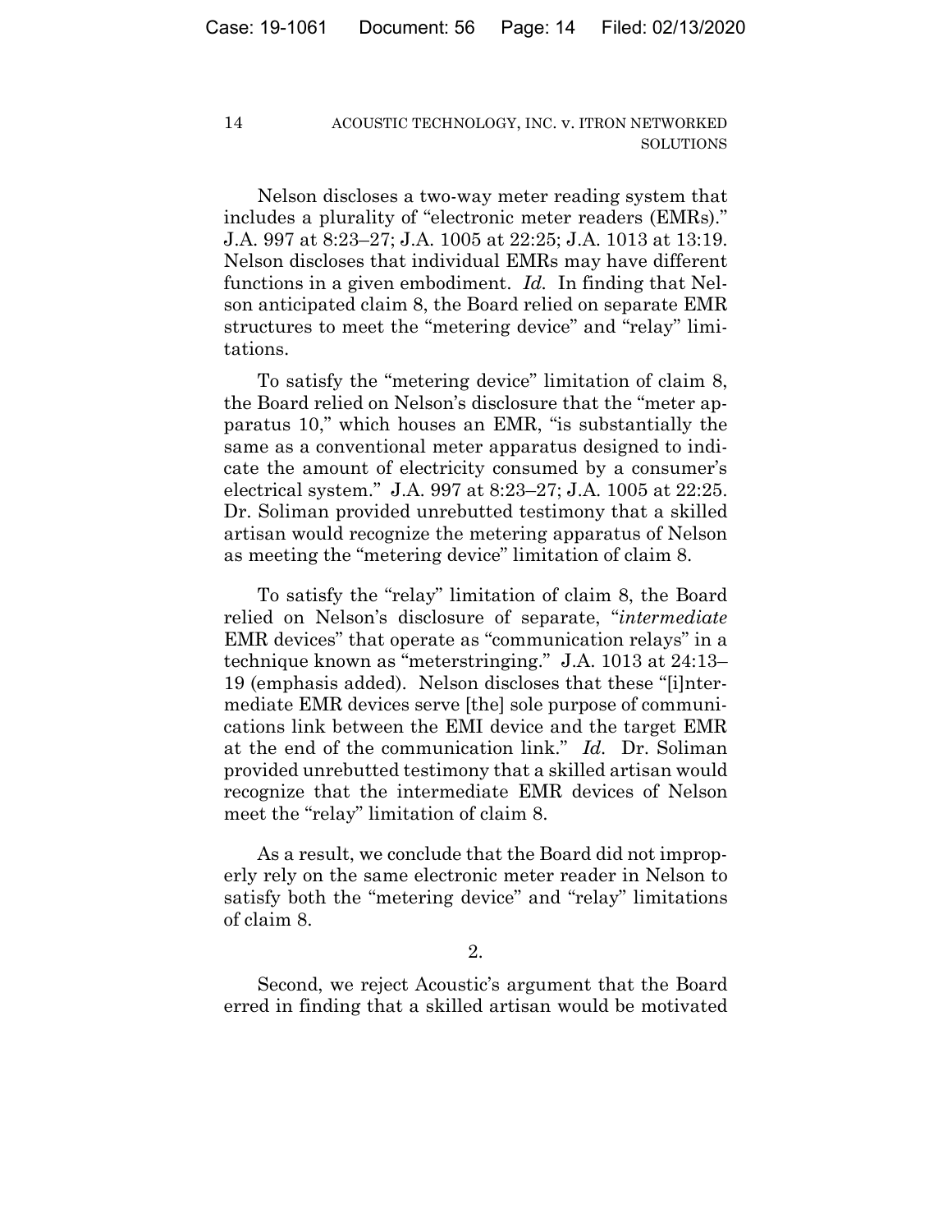Nelson discloses a two-way meter reading system that includes a plurality of "electronic meter readers (EMRs)." J.A. 997 at 8:23–27; J.A. 1005 at 22:25; J.A. 1013 at 13:19. Nelson discloses that individual EMRs may have different functions in a given embodiment. *Id.* In finding that Nelson anticipated claim 8, the Board relied on separate EMR structures to meet the "metering device" and "relay" limitations.

To satisfy the "metering device" limitation of claim 8, the Board relied on Nelson's disclosure that the "meter apparatus 10," which houses an EMR, "is substantially the same as a conventional meter apparatus designed to indicate the amount of electricity consumed by a consumer's electrical system." J.A. 997 at 8:23–27; J.A. 1005 at 22:25. Dr. Soliman provided unrebutted testimony that a skilled artisan would recognize the metering apparatus of Nelson as meeting the "metering device" limitation of claim 8.

To satisfy the "relay" limitation of claim 8, the Board relied on Nelson's disclosure of separate, "*intermediate* EMR devices" that operate as "communication relays" in a technique known as "meterstringing." J.A. 1013 at 24:13–19 (emphasis added). Nelson discloses that these "[i]ntermediate EMR devices serve [the] sole purpose of communications link between the EMI device and the target EMR at the end of the communication link." *Id.* Dr. Soliman provided unrebutted testimony that a skilled artisan would recognize that the intermediate EMR devices of Nelson meet the "relay" limitation of claim 8.

As a result, we conclude that the Board did not improperly rely on the same electronic meter reader in Nelson to satisfy both the "metering device" and "relay" limitations of claim 8.

2.

Second, we reject Acoustic's argument that the Board erred in finding that a skilled artisan would be motivated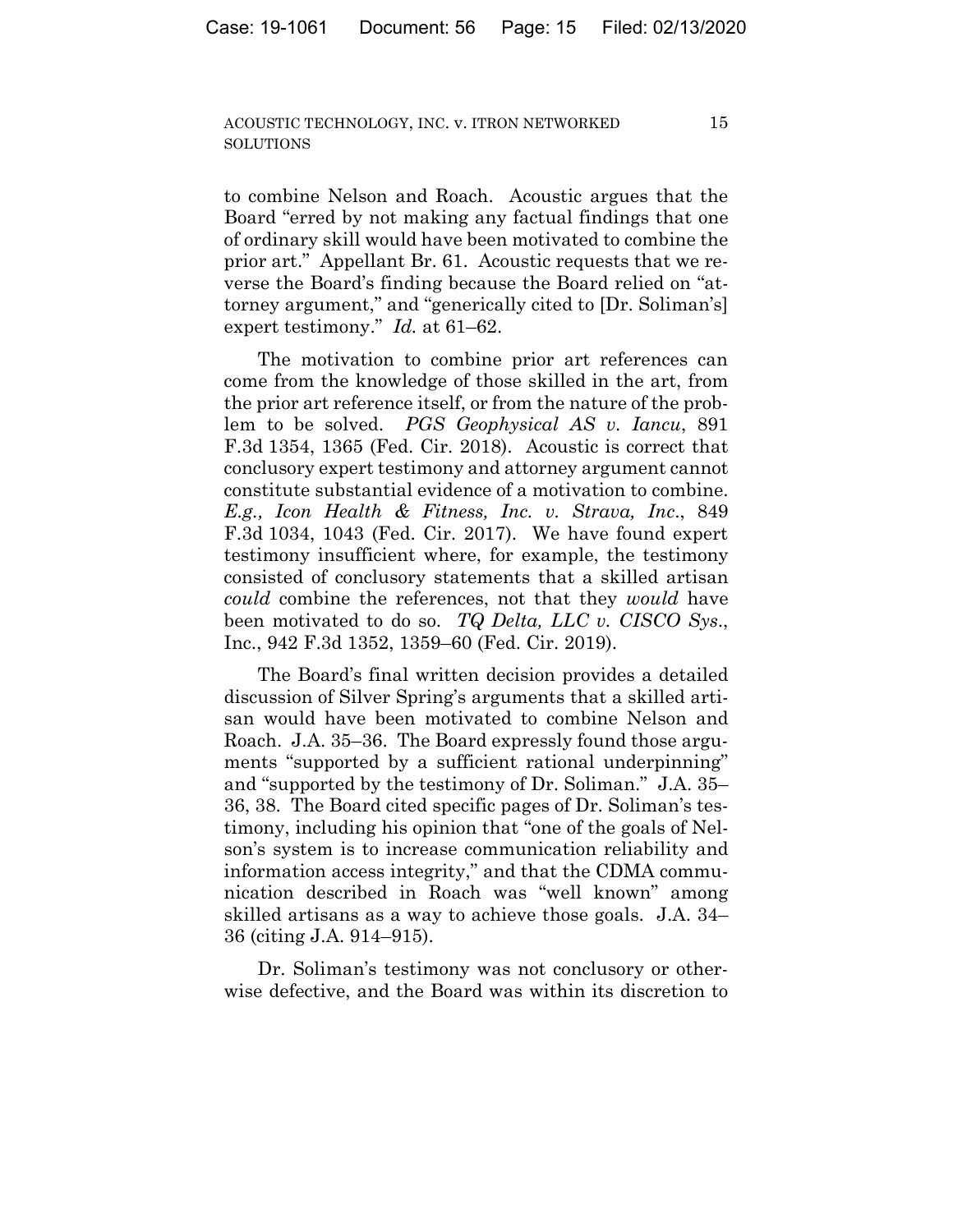to combine Nelson and Roach. Acoustic argues that the Board "erred by not making any factual findings that one of ordinary skill would have been motivated to combine the prior art." Appellant Br. 61. Acoustic requests that we reverse the Board's finding because the Board relied on "attorney argument," and "generically cited to [Dr. Soliman's] expert testimony." *Id.* at 61–62.

The motivation to combine prior art references can come from the knowledge of those skilled in the art, from the prior art reference itself, or from the nature of the problem to be solved. *PGS Geophysical AS v. Iancu*, 891 F.3d 1354, 1365 (Fed. Cir. 2018). Acoustic is correct that conclusory expert testimony and attorney argument cannot constitute substantial evidence of a motivation to combine. *E.g., Icon Health & Fitness, Inc. v. Strava, Inc*., 849 F.3d 1034, 1043 (Fed. Cir. 2017). We have found expert testimony insufficient where, for example, the testimony consisted of conclusory statements that a skilled artisan *could* combine the references, not that they *would* have been motivated to do so. *TQ Delta, LLC v. CISCO Sys*., Inc., 942 F.3d 1352, 1359–60 (Fed. Cir. 2019).

The Board's final written decision provides a detailed discussion of Silver Spring's arguments that a skilled artisan would have been motivated to combine Nelson and Roach. J.A. 35–36. The Board expressly found those arguments "supported by a sufficient rational underpinning" and "supported by the testimony of Dr. Soliman." J.A. 35–36, 38. The Board cited specific pages of Dr. Soliman's testimony, including his opinion that "one of the goals of Nelson's system is to increase communication reliability and information access integrity," and that the CDMA communication described in Roach was "well known" among skilled artisans as a way to achieve those goals. J.A. 34–36 (citing J.A. 914–915).

Dr. Soliman's testimony was not conclusory or otherwise defective, and the Board was within its discretion to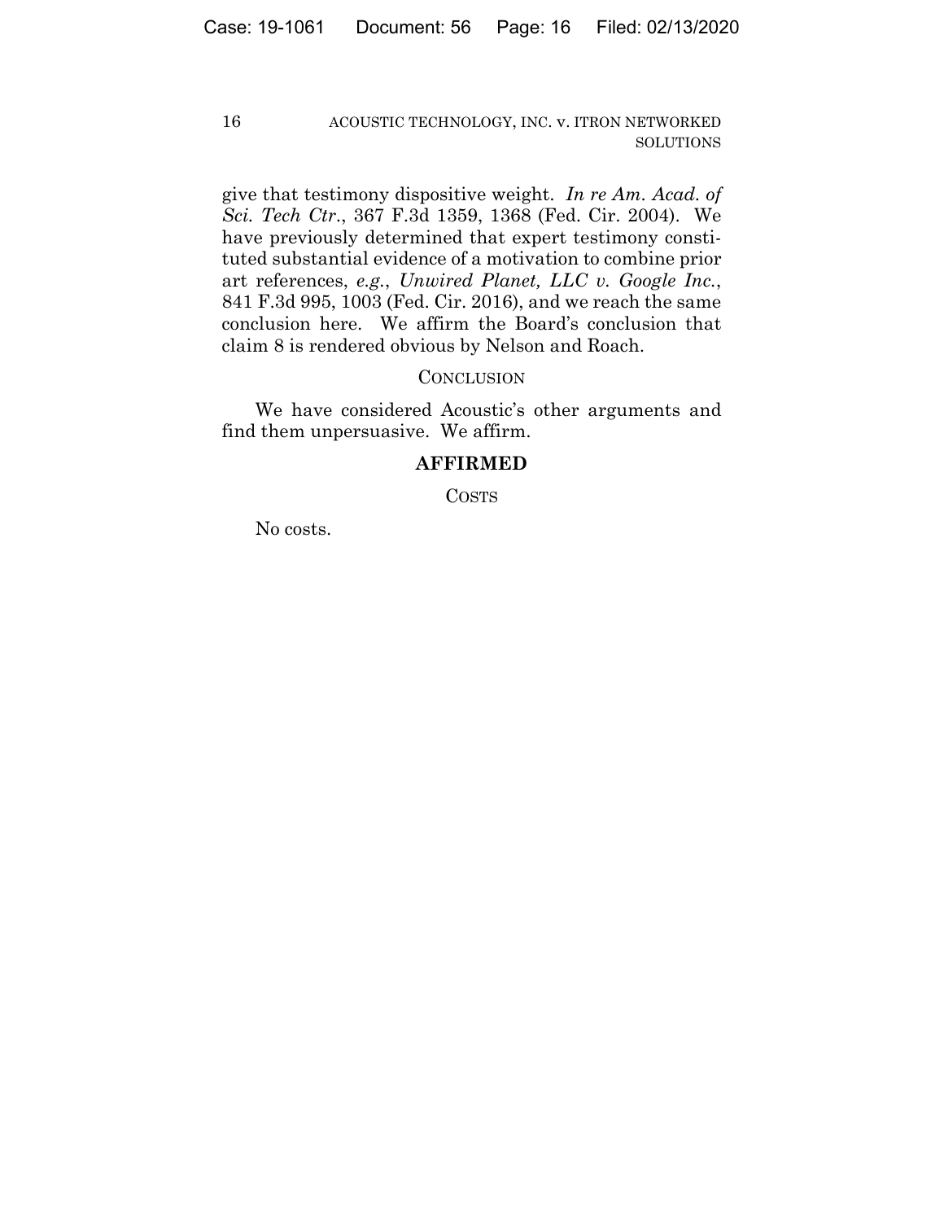give that testimony dispositive weight. *In re Am. Acad. of Sci. Tech Ctr.*, 367 F.3d 1359, 1368 (Fed. Cir. 2004). We have previously determined that expert testimony constituted substantial evidence of a motivation to combine prior art references, *e.g.*, *Unwired Planet, LLC v. Google Inc.*, 841 F.3d 995, 1003 (Fed. Cir. 2016), and we reach the same conclusion here. We affirm the Board's conclusion that claim 8 is rendered obvious by Nelson and Roach.

## CONCLUSION

We have considered Acoustic's other arguments and find them unpersuasive. We affirm.

## AFFIRMED

### COSTS

No costs.